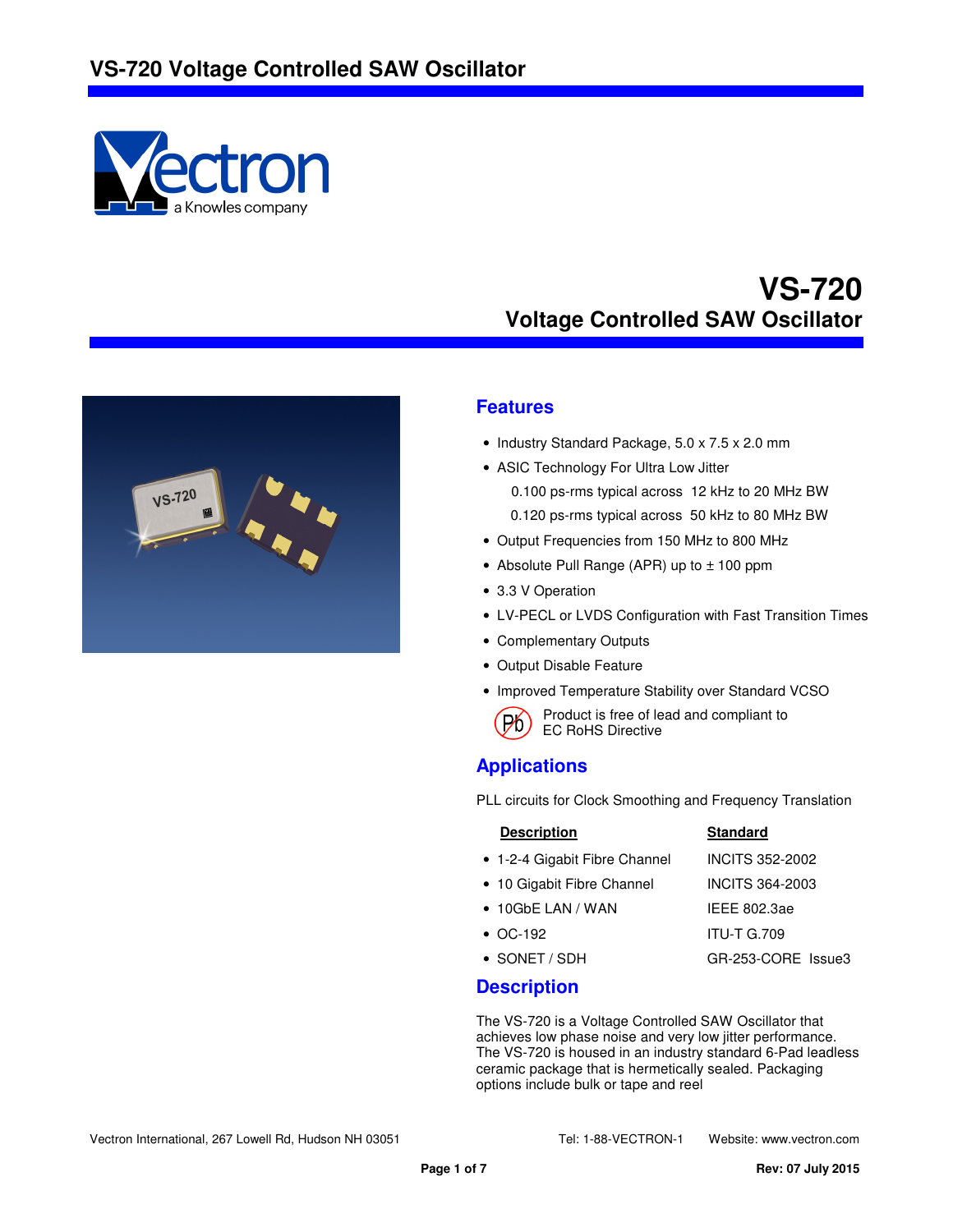# VS-720

## Voltage Controlled SAW Oscillator

## Features

- Industry Standard Package, 5.0 x 7.5 x 2.0 mm
- ASIC Technology For Ultra Low Jitter
  - 0.100 ps-rms typical across 12 kHz to 20 MHz BW
  - 0.120 ps-rms typical across 50 kHz to 80 MHz BW
- Output Frequencies from 150 MHz to 800 MHz
- Absolute Pull Range (APR) up to ± 100 ppm
- 3.3 V Operation
- LV-PECL or LVDS Configuration with Fast Transition Times
- Complementary Outputs
- Output Disable Feature
- Improved Temperature Stability over Standard VCSO

Product is free of lead and compliant to EC RoHS Directive

## Applications

PLL circuits for Clock Smoothing and Frequency Translation

| Description | Standard |
|---|---|
| 1-2-4 Gigabit Fibre Channel | INCITS 352-2002 |
| 10 Gigabit Fibre Channel | INCITS 364-2003 |
| 10GbE LAN / WAN | IEEE 802.3ae |
| OC-192 | ITU-T G.709 |
| SONET / SDH | GR-253-CORE Issue3 |

## Description

The VS-720 is a Voltage Controlled SAW Oscillator that achieves low phase noise and very low jitter performance. The VS-720 is housed in an industry standard 6-Pad leadless ceramic package that is hermetically sealed. Packaging options include bulk or tape and reel

Vectron International, 267 Lowell Rd, Hudson NH 03051 Tel: 1-88-VECTRON-1 Website: www.vectron.com

Rev: 07 July 2015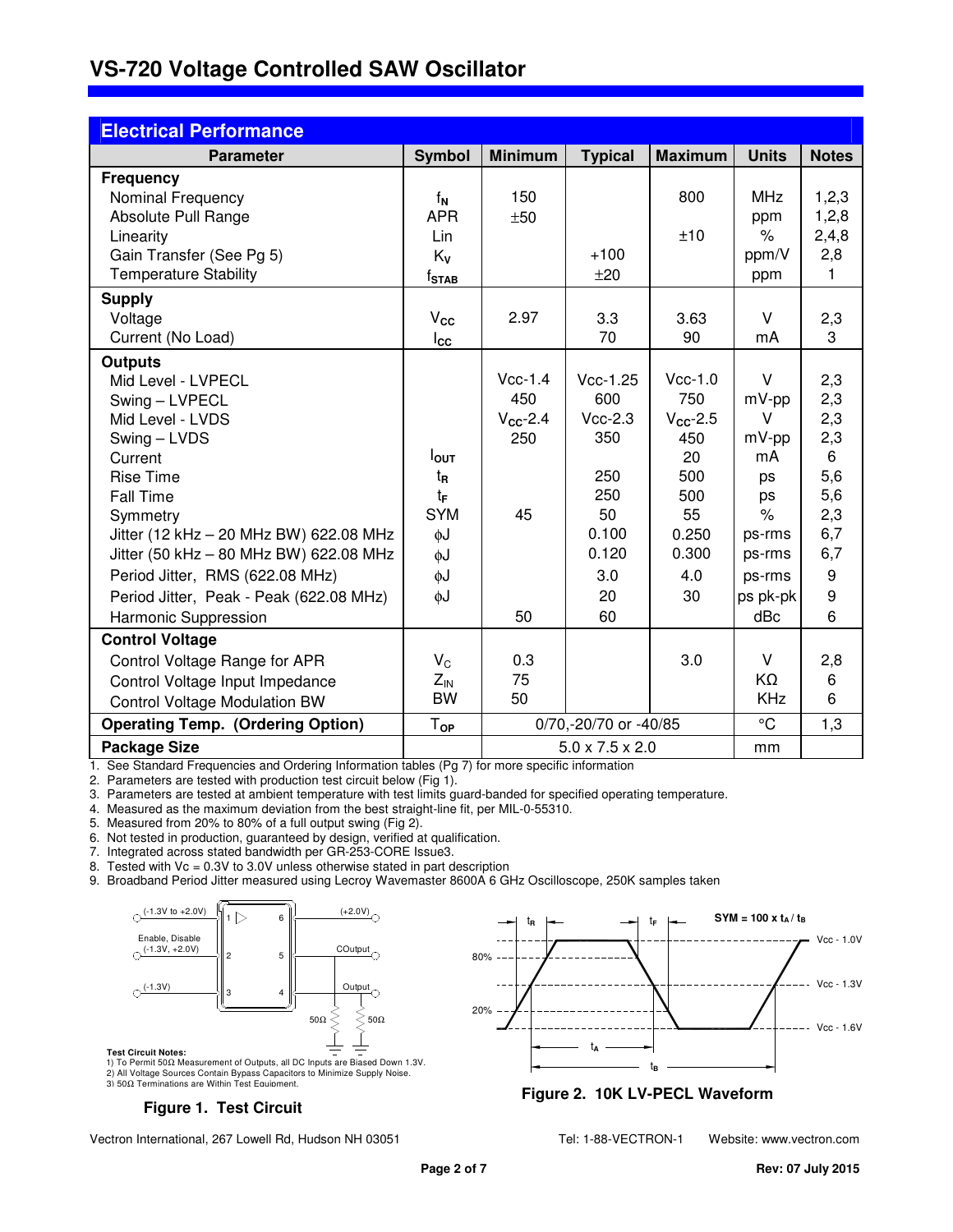# VS-720 Voltage Controlled SAW Oscillator

## Electrical Performance

| Parameter | Symbol | Minimum | Typical | Maximum | Units | Notes |
|---|---|---|---|---|---|---|
| **Frequency** | | | | | | |
| Nominal Frequency | $f_N$ | 150 | | 800 | MHz | 1,2,3 |
| Absolute Pull Range | APR | ±50 | | | ppm | 1,2,8 |
| Linearity | Lin | | | ±10 | % | 2,4,8 |
| Gain Transfer (See Pg 5) | $K_V$ | | +100 | | ppm/V | 2,8 |
| Temperature Stability | $f_{STAB}$ | | ±20 | | ppm | 1 |
| **Supply** | | | | | | |
| Voltage | $V_{CC}$ | 2.97 | 3.3 | 3.63 | V | 2,3 |
| Current (No Load) | $I_{CC}$ | | 70 | 90 | mA | 3 |
| **Outputs** | | | | | | |
| Mid Level - LVPECL | | Vcc-1.4 | Vcc-1.25 | Vcc-1.0 | V | 2,3 |
| Swing – LVPECL | | 450 | 600 | 750 | mV-pp | 2,3 |
| Mid Level - LVDS | | $V_{CC}$-2.4 | Vcc-2.3 | $V_{CC}$-2.5 | V | 2,3 |
| Swing – LVDS | | 250 | 350 | 450 | mV-pp | 2,3 |
| Current | $I_{OUT}$ | | | 20 | mA | 6 |
| Rise Time | $t_R$ | | 250 | 500 | ps | 5,6 |
| Fall Time | $t_F$ | | 250 | 500 | ps | 5,6 |
| Symmetry | SYM | 45 | 50 | 55 | % | 2,3 |
| Jitter (12 kHz – 20 MHz BW) 622.08 MHz | ϕJ | | 0.100 | 0.250 | ps-rms | 6,7 |
| Jitter (50 kHz – 80 MHz BW) 622.08 MHz | ϕJ | | 0.120 | 0.300 | ps-rms | 6,7 |
| Period Jitter, RMS (622.08 MHz) | ϕJ | | 3.0 | 4.0 | ps-rms | 9 |
| Period Jitter, Peak - Peak (622.08 MHz) | ϕJ | | 20 | 30 | ps pk-pk | 9 |
| Harmonic Suppression | | 50 | 60 | | dBc | 6 |
| **Control Voltage** | | | | | | |
| Control Voltage Range for APR | $V_C$ | 0.3 | | 3.0 | V | 2,8 |
| Control Voltage Input Impedance | $Z_{IN}$ | 75 | | | KΩ | 6 |
| Control Voltage Modulation BW | BW | 50 | | | KHz | 6 |
| **Operating Temp. (Ordering Option)** | $T_{OP}$ | 0/70,-20/70 or -40/85 | | | °C | 1,3 |
| **Package Size** | | 5.0 x 7.5 x 2.0 | | | mm | |

1. See Standard Frequencies and Ordering Information tables (Pg 7) for more specific information
2. Parameters are tested with production test circuit below (Fig 1).
3. Parameters are tested at ambient temperature with test limits guard-banded for specified operating temperature.
4. Measured as the maximum deviation from the best straight-line fit, per MIL-0-55310.
5. Measured from 20% to 80% of a full output swing (Fig 2).
6. Not tested in production, guaranteed by design, verified at qualification.
7. Integrated across stated bandwidth per GR-253-CORE Issue3.
8. Tested with Vc = 0.3V to 3.0V unless otherwise stated in part description
9. Broadband Period Jitter measured using Lecroy Wavemaster 8600A 6 GHz Oscilloscope, 250K samples taken

(-1.3V to +2.0V) 1 | 6 (+2.0V)
Enable, Disable (-1.3V, +2.0V) 2 | 5 COutput
(-1.3V) 3 | 4 Output
50Ω 50Ω

**Test Circuit Notes:**
1) To Permit 50Ω Measurement of Outputs, all DC Inputs are Biased Down 1.3V.
2) All Voltage Sources Contain Bypass Capacitors to Minimize Supply Noise.
3) 50Ω Terminations are Within Test Equipment.

**Figure 1. Test Circuit**

$t_R$ $t_F$ SYM = 100 x $t_A$ / $t_B$
80% 20% Vcc - 1.0V Vcc - 1.3V Vcc - 1.6V
$t_A$ $t_B$

**Figure 2. 10K LV-PECL Waveform**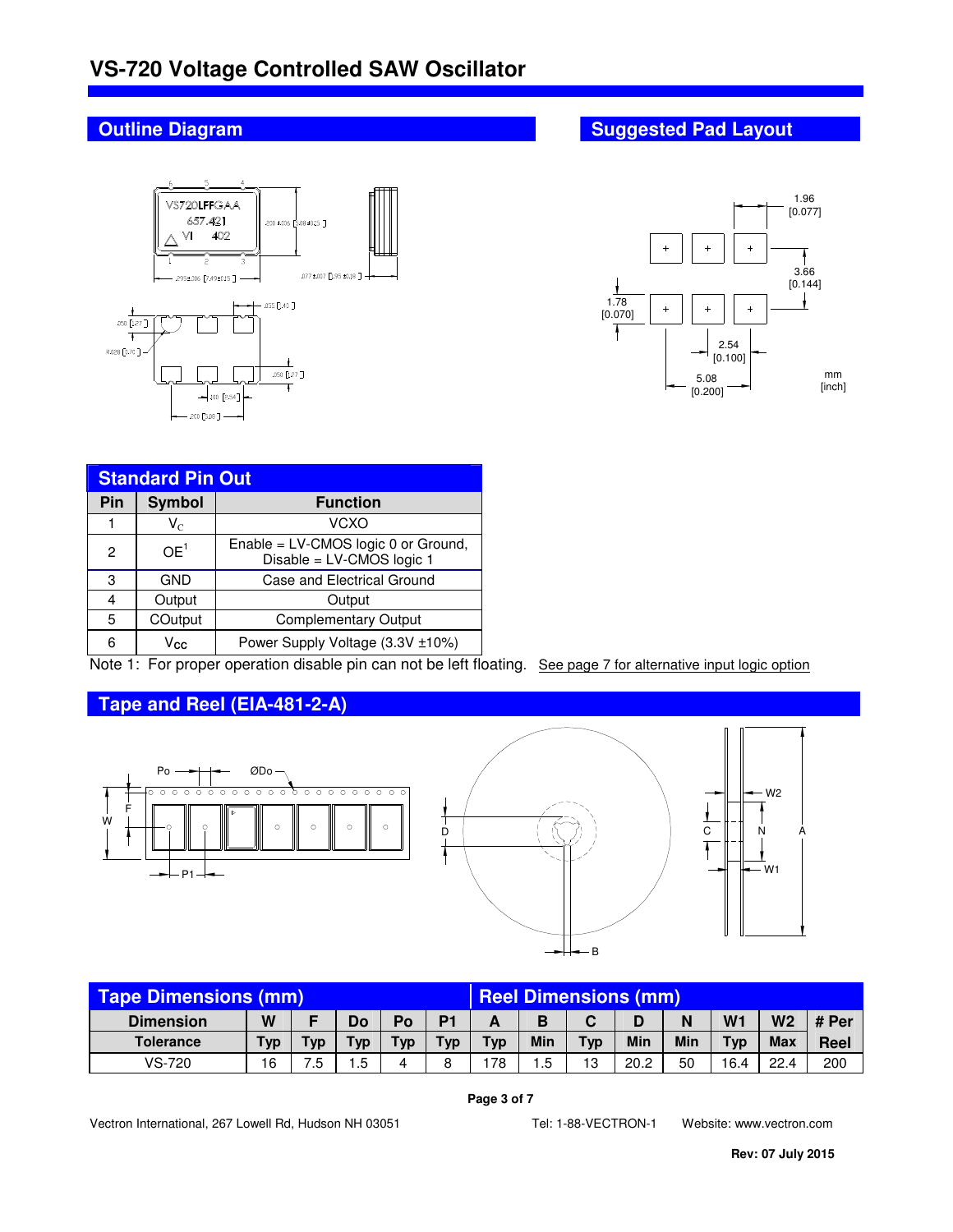# VS-720 Voltage Controlled SAW Oscillator

## Outline Diagram

## Suggested Pad Layout

## Standard Pin Out

| Pin | Symbol | Function |
|---|---|---|
| 1 | $V_C$ | VCXO |
| 2 | OE[1] | Enable = LV-CMOS logic 0 or Ground, Disable = LV-CMOS logic 1 |
| 3 | GND | Case and Electrical Ground |
| 4 | Output | Output |
| 5 | COutput | Complementary Output |
| 6 | $V_{CC}$ | Power Supply Voltage (3.3V ±10%) |

Note 1: For proper operation disable pin can not be left floating. See page 7 for alternative input logic option

## Tape and Reel (EIA-481-2-A)

| Tape Dimensions (mm) | | | | | | Reel Dimensions (mm) | | | | | | | |
|---|---|---|---|---|---|---|---|---|---|---|---|---|---|
| Dimension | W | F | Do | Po | P1 | A | B | C | D | N | W1 | W2 | # Per Reel |
| Tolerance | Typ | Typ | Typ | Typ | Typ | Typ | Min | Typ | Min | Min | Typ | Max | |
| VS-720 | 16 | 7.5 | 1.5 | 4 | 8 | 178 | 1.5 | 13 | 20.2 | 50 | 16.4 | 22.4 | 200 |

Vectron International, 267 Lowell Rd, Hudson NH 03051 Tel: 1-88-VECTRON-1 Website: www.vectron.com

Rev: 07 July 2015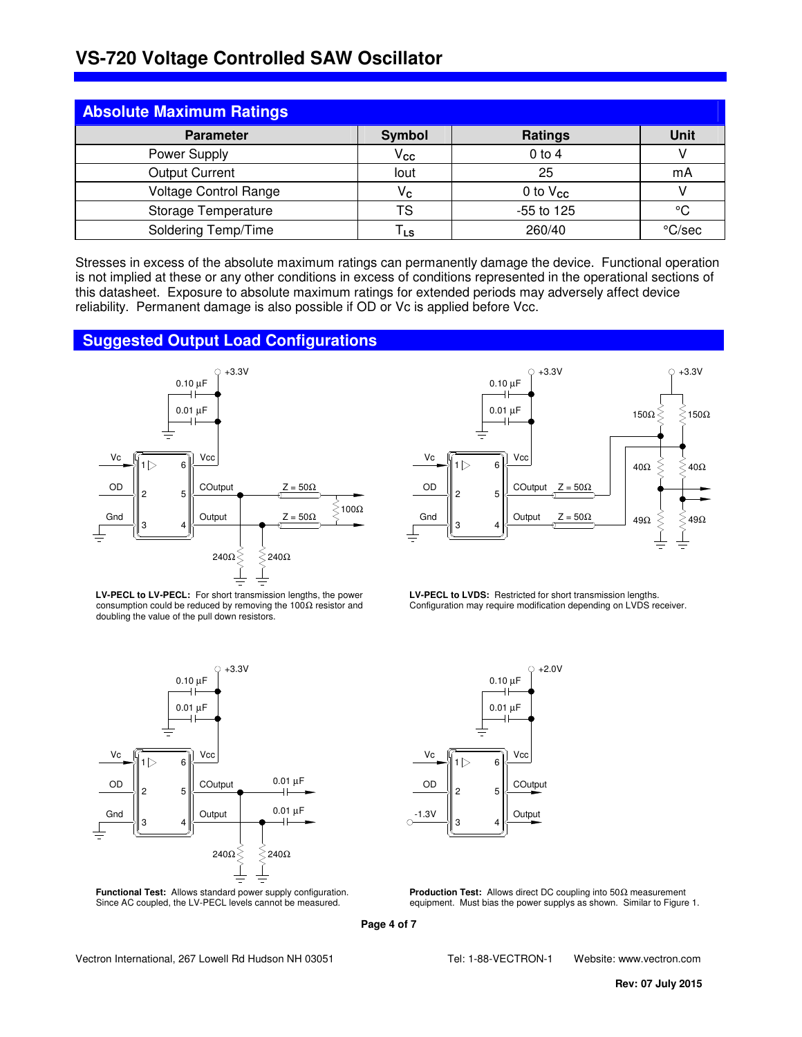# VS-720 Voltage Controlled SAW Oscillator

## Absolute Maximum Ratings

| Parameter | Symbol | Ratings | Unit |
|---|---|---|---|
| Power Supply | $V_{CC}$ | 0 to 4 | V |
| Output Current | Iout | 25 | mA |
| Voltage Control Range | $V_C$ | 0 to $V_{CC}$ | V |
| Storage Temperature | TS | -55 to 125 | °C |
| Soldering Temp/Time | $T_{LS}$ | 260/40 | °C/sec |

Stresses in excess of the absolute maximum ratings can permanently damage the device. Functional operation is not implied at these or any other conditions in excess of conditions represented in the operational sections of this datasheet. Exposure to absolute maximum ratings for extended periods may adversely affect device reliability. Permanent damage is also possible if OD or Vc is applied before Vcc.

## Suggested Output Load Configurations

**LV-PECL to LV-PECL:** For short transmission lengths, the power consumption could be reduced by removing the 100Ω resistor and doubling the value of the pull down resistors.

**LV-PECL to LVDS:** Restricted for short transmission lengths. Configuration may require modification depending on LVDS receiver.

**Functional Test:** Allows standard power supply configuration. Since AC coupled, the LV-PECL levels cannot be measured.

**Production Test:** Allows direct DC coupling into 50Ω measurement equipment. Must bias the power supplys as shown. Similar to Figure 1.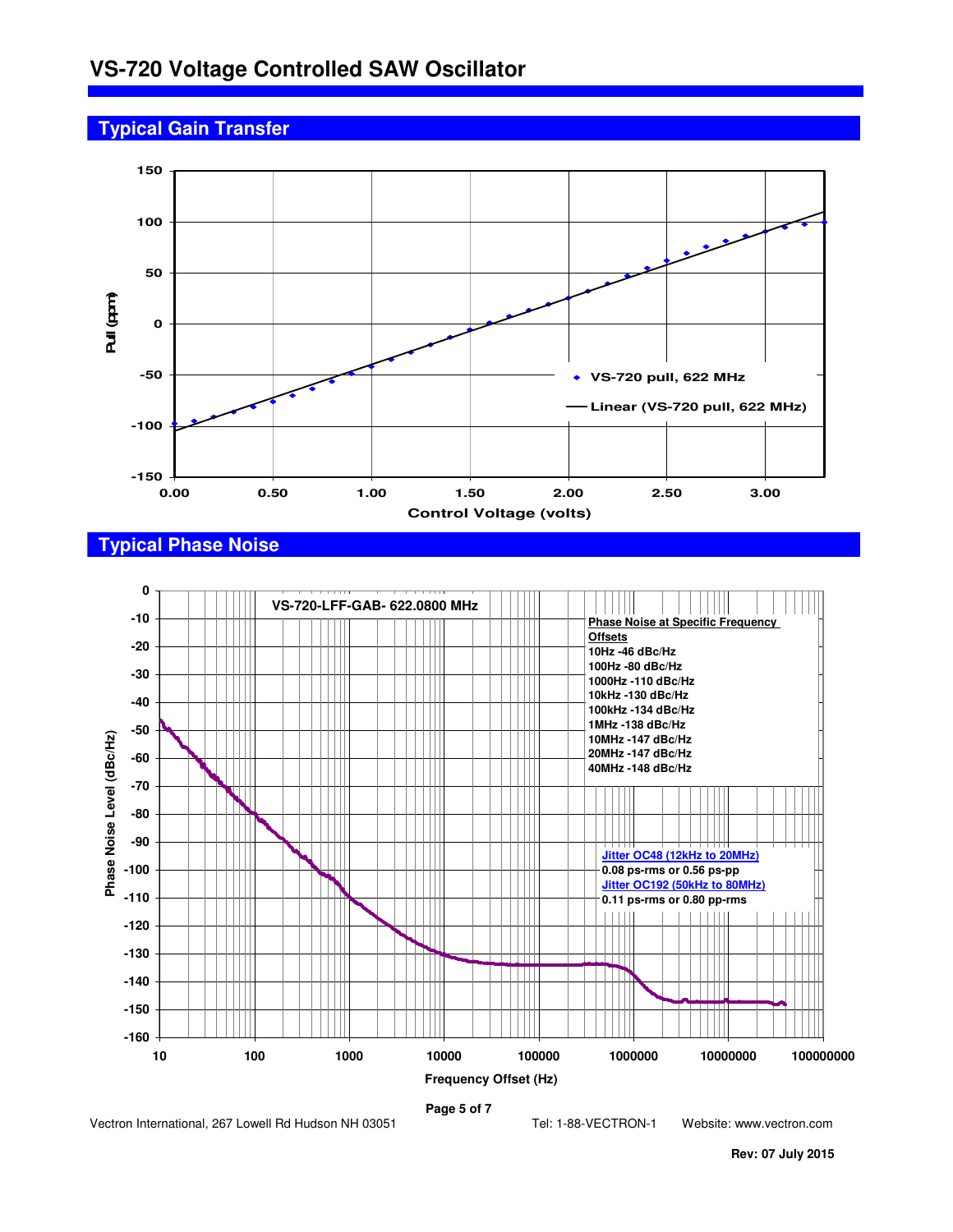# VS-720 Voltage Controlled SAW Oscillator

## Typical Gain Transfer

Pull (ppm)

Control Voltage (volts)

- VS-720 pull, 622 MHz
- Linear (VS-720 pull, 622 MHz)

## Typical Phase Noise

VS-720-LFF-GAB- 622.0800 MHz

**Phase Noise at Specific Frequency Offsets**

10Hz -46 dBc/Hz
100Hz -80 dBc/Hz
1000Hz -110 dBc/Hz
10kHz -130 dBc/Hz
100kHz -134 dBc/Hz
1MHz -138 dBc/Hz
10MHz -147 dBc/Hz
20MHz -147 dBc/Hz
40MHz -148 dBc/Hz

**Jitter OC48 (12kHz to 20MHz)**
0.08 ps-rms or 0.56 ps-pp
**Jitter OC192 (50kHz to 80MHz)**
0.11 ps-rms or 0.80 pp-rms

Phase Noise Level (dBc/Hz)

Frequency Offset (Hz)

Vectron International, 267 Lowell Rd Hudson NH 03051 Tel: 1-88-VECTRON-1 Website: www.vectron.com

Rev: 07 July 2015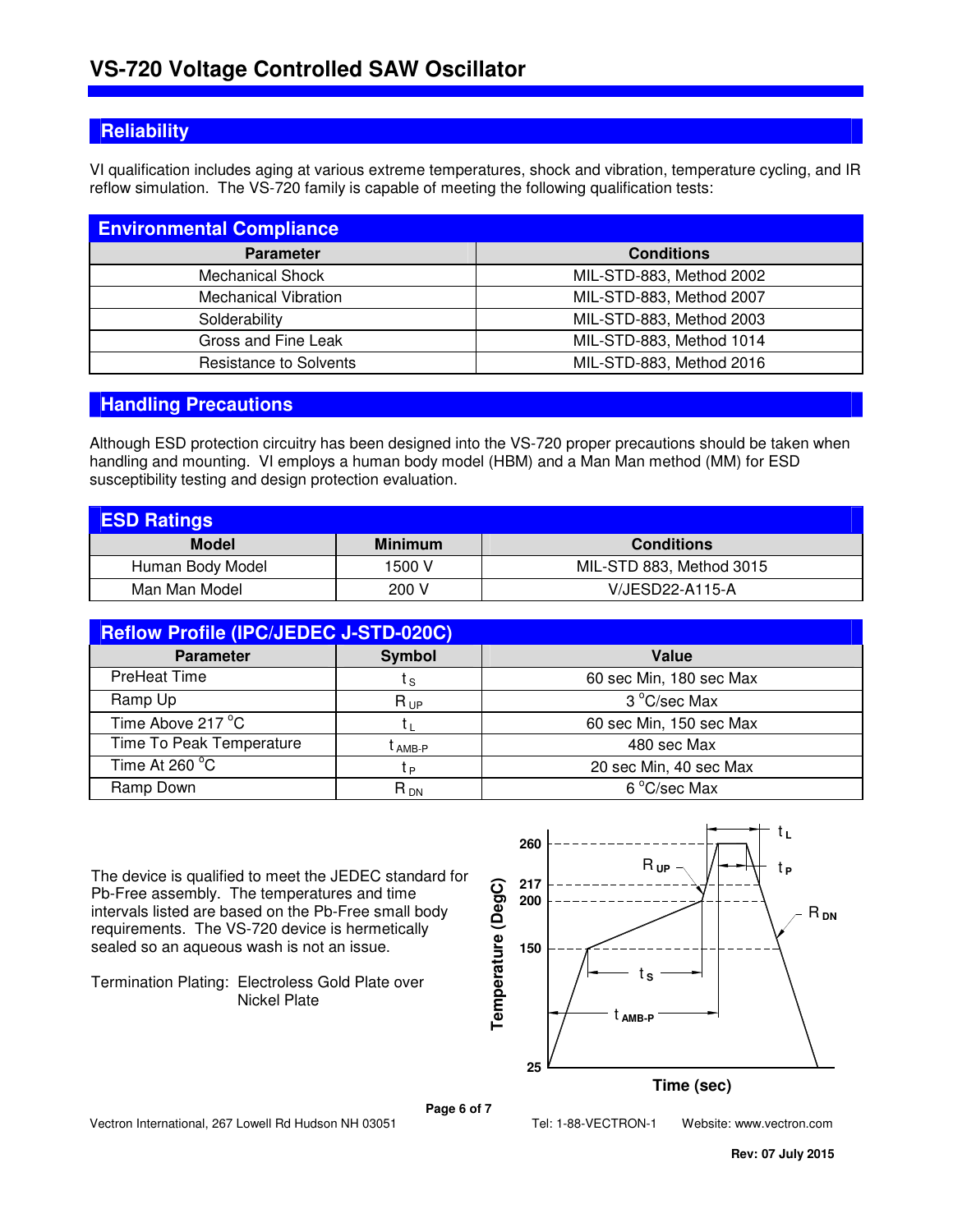# VS-720 Voltage Controlled SAW Oscillator

## Reliability

VI qualification includes aging at various extreme temperatures, shock and vibration, temperature cycling, and IR reflow simulation. The VS-720 family is capable of meeting the following qualification tests:

### Environmental Compliance

| Parameter | Conditions |
| --- | --- |
| Mechanical Shock | MIL-STD-883, Method 2002 |
| Mechanical Vibration | MIL-STD-883, Method 2007 |
| Solderability | MIL-STD-883, Method 2003 |
| Gross and Fine Leak | MIL-STD-883, Method 1014 |
| Resistance to Solvents | MIL-STD-883, Method 2016 |

## Handling Precautions

Although ESD protection circuitry has been designed into the VS-720 proper precautions should be taken when handling and mounting. VI employs a human body model (HBM) and a Man Man method (MM) for ESD susceptibility testing and design protection evaluation.

### ESD Ratings

| Model | Minimum | Conditions |
| --- | --- | --- |
| Human Body Model | 1500 V | MIL-STD 883, Method 3015 |
| Man Man Model | 200 V | V/JESD22-A115-A |

### Reflow Profile (IPC/JEDEC J-STD-020C)

| Parameter | Symbol | Value |
| --- | --- | --- |
| PreHeat Time | $t_S$ | 60 sec Min, 180 sec Max |
| Ramp Up | $R_{UP}$ | 3 °C/sec Max |
| Time Above 217 °C | $t_L$ | 60 sec Min, 150 sec Max |
| Time To Peak Temperature | $t_{AMB-P}$ | 480 sec Max |
| Time At 260 °C | $t_P$ | 20 sec Min, 40 sec Max |
| Ramp Down | $R_{DN}$ | 6 °C/sec Max |

The device is qualified to meet the JEDEC standard for Pb-Free assembly. The temperatures and time intervals listed are based on the Pb-Free small body requirements. The VS-720 device is hermetically sealed so an aqueous wash is not an issue.

Termination Plating: Electroless Gold Plate over Nickel Plate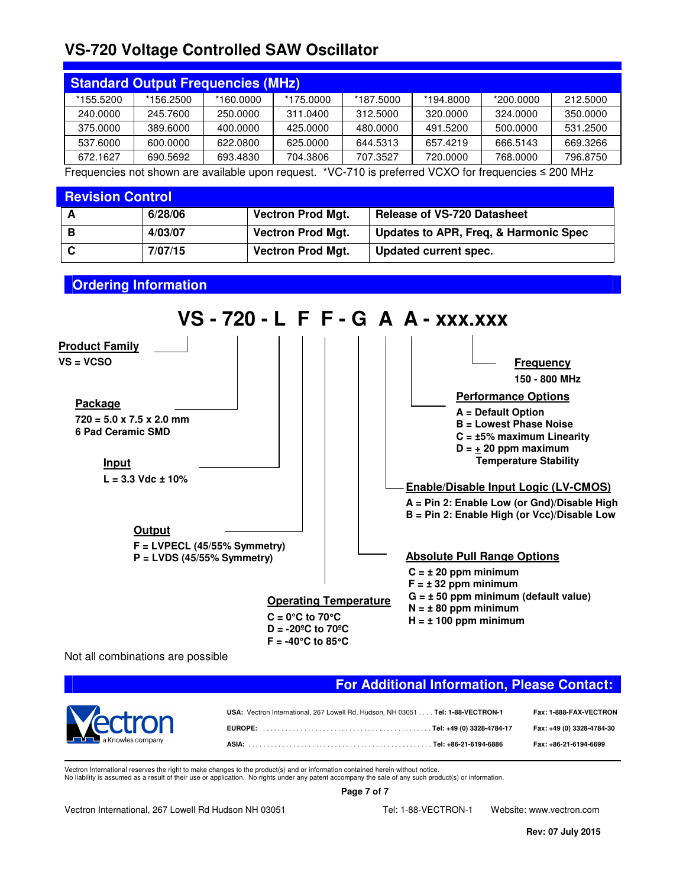# VS-720 Voltage Controlled SAW Oscillator

## Standard Output Frequencies (MHz)

| | | | | | | | |
|---|---|---|---|---|---|---|---|
| *155.5200 | *156.2500 | *160.0000 | *175.0000 | *187.5000 | *194.8000 | *200.0000 | 212.5000 |
| 240.0000 | 245.7600 | 250.0000 | 311.0400 | 312.5000 | 320.0000 | 324.0000 | 350.0000 |
| 375.0000 | 389.6000 | 400.0000 | 425.0000 | 480.0000 | 491.5200 | 500.0000 | 531.2500 |
| 537.6000 | 600.0000 | 622.0800 | 625.0000 | 644.5313 | 657.4219 | 666.5143 | 669.3266 |
| 672.1627 | 690.5692 | 693.4830 | 704.3806 | 707.3527 | 720.0000 | 768.0000 | 796.8750 |

Frequencies not shown are available upon request. *VC-710 is preferred VCXO for frequencies ≤ 200 MHz

## Revision Control

| | | | |
|---|---|---|---|
| **A** | **6/28/06** | **Vectron Prod Mgt.** | **Release of VS-720 Datasheet** |
| **B** | **4/03/07** | **Vectron Prod Mgt.** | **Updates to APR, Freq, & Harmonic Spec** |
| **C** | **7/07/15** | **Vectron Prod Mgt.** | **Updated current spec.** |

## Ordering Information

**VS - 720 - L F F - G A A - xxx.xxx**

**Product Family**
VS = VCSO

**Package**
720 = 5.0 x 7.5 x 2.0 mm
6 Pad Ceramic SMD

**Input**
L = 3.3 Vdc ± 10%

**Output**
F = LVPECL (45/55% Symmetry)
P = LVDS (45/55% Symmetry)

**Operating Temperature**
C = 0°C to 70°C
D = -20ºC to 70ºC
F = -40°C to 85°C

**Absolute Pull Range Options**
C = ± 20 ppm minimum
F = ± 32 ppm minimum
G = ± 50 ppm minimum (default value)
N = ± 80 ppm minimum
H = ± 100 ppm minimum

**Enable/Disable Input Logic (LV-CMOS)**
A = Pin 2: Enable Low (or Gnd)/Disable High
B = Pin 2: Enable High (or Vcc)/Disable Low

**Performance Options**
A = Default Option
B = Lowest Phase Noise
C = ±5% maximum Linearity
D = ± 20 ppm maximum Temperature Stability

**Frequency**
150 - 800 MHz

Not all combinations are possible

## For Additional Information, Please Contact:

Vectron a Knowles company

| | | |
|---|---|---|
| **USA:** Vectron International, 267 Lowell Rd, Hudson, NH 03051 | **Tel: 1-88-VECTRON-1** | **Fax: 1-888-FAX-VECTRON** |
| **EUROPE:** | **Tel: +49 (0) 3328-4784-17** | **Fax: +49 (0) 3328-4784-30** |
| **ASIA:** | **Tel: +86-21-6194-6886** | **Fax: +86-21-6194-6699** |

Vectron International reserves the right to make changes to the product(s) and or information contained herein without notice.
No liability is assumed as a result of their use or application. No rights under any patent accompany the sale of any such product(s) or information.

Vectron International, 267 Lowell Rd Hudson NH 03051 Tel: 1-88-VECTRON-1 Website: www.vectron.com

**Rev: 07 July 2015**